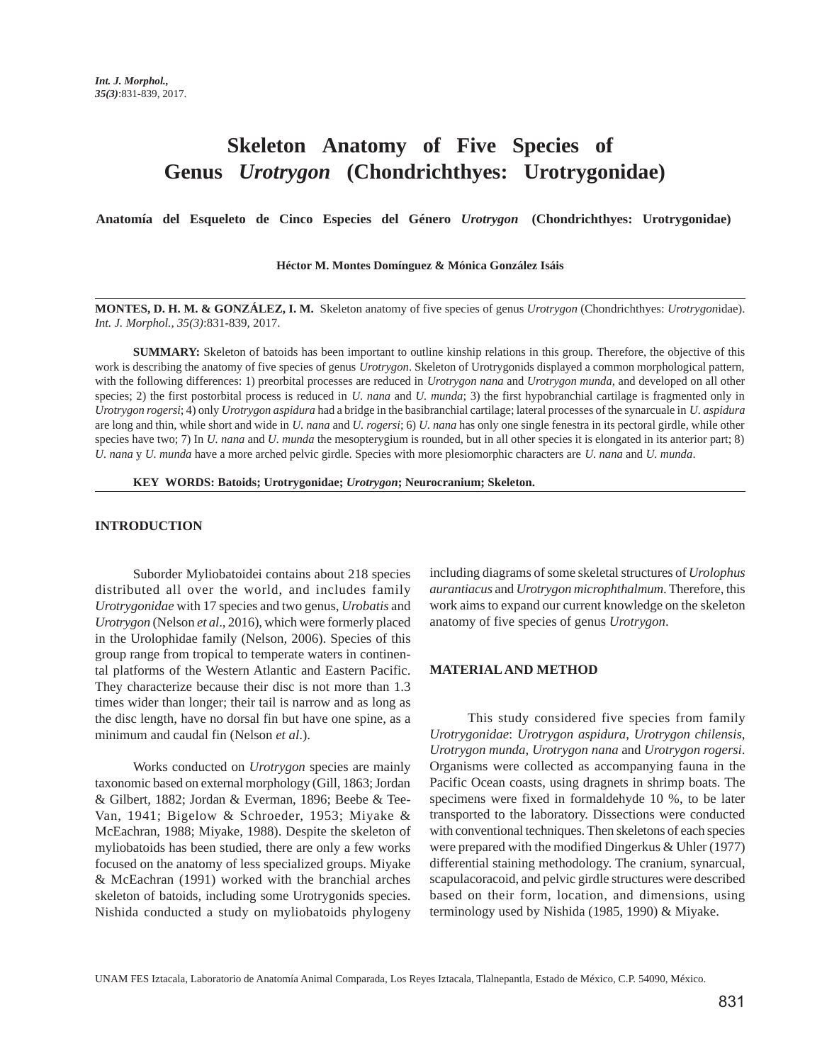# Skeleton Anatomy of Five Species of Genus *Urotrygon* (Chondrichthyes: Urotrygonidae)

**Anatomía del Esqueleto de Cinco Especies del Género *Urotrygon* (Chondrichthyes: Urotrygonidae)**

**Héctor M. Montes Domínguez & Mónica González Isáis**

**MONTES, D. H. M. & GONZÁLEZ, I. M.** Skeleton anatomy of five species of genus *Urotrygon* (Chondrichthyes: *Urotrygon*idae). *Int. J. Morphol., 35(3)*:831-839, 2017.

**SUMMARY:** Skeleton of batoids has been important to outline kinship relations in this group. Therefore, the objective of this work is describing the anatomy of five species of genus *Urotrygon*. Skeleton of Urotrygonids displayed a common morphological pattern, with the following differences: 1) preorbital processes are reduced in *Urotrygon nana* and *Urotrygon munda*, and developed on all other species; 2) the first postorbital process is reduced in *U. nana* and *U. munda*; 3) the first hypobranchial cartilage is fragmented only in *Urotrygon rogersi*; 4) only *Urotrygon aspidura* had a bridge in the basibranchial cartilage; lateral processes of the synarcuale in *U. aspidura* are long and thin, while short and wide in *U. nana* and *U. rogersi*; 6) *U. nana* has only one single fenestra in its pectoral girdle, while other species have two; 7) In *U. nana* and *U. munda* the mesopterygium is rounded, but in all other species it is elongated in its anterior part; 8) *U. nana* y *U. munda* have a more arched pelvic girdle. Species with more plesiomorphic characters are *U. nana* and *U. munda*.

**KEY WORDS: Batoids; Urotrygonidae; *Urotrygon*; Neurocranium; Skeleton.**

## INTRODUCTION

Suborder Myliobatoidei contains about 218 species distributed all over the world, and includes family *Urotrygonidae* with 17 species and two genus, *Urobatis* and *Urotrygon* (Nelson *et al*., 2016), which were formerly placed in the Urolophidae family (Nelson, 2006). Species of this group range from tropical to temperate waters in continental platforms of the Western Atlantic and Eastern Pacific. They characterize because their disc is not more than 1.3 times wider than longer; their tail is narrow and as long as the disc length, have no dorsal fin but have one spine, as a minimum and caudal fin (Nelson *et al*.).

Works conducted on *Urotrygon* species are mainly taxonomic based on external morphology (Gill, 1863; Jordan & Gilbert, 1882; Jordan & Everman, 1896; Beebe & Tee-Van, 1941; Bigelow & Schroeder, 1953; Miyake & McEachran, 1988; Miyake, 1988). Despite the skeleton of myliobatoids has been studied, there are only a few works focused on the anatomy of less specialized groups. Miyake & McEachran (1991) worked with the branchial arches skeleton of batoids, including some Urotrygonids species. Nishida conducted a study on myliobatoids phylogeny including diagrams of some skeletal structures of *Urolophus aurantiacus* and *Urotrygon microphthalmum*. Therefore, this work aims to expand our current knowledge on the skeleton anatomy of five species of genus *Urotrygon*.

## MATERIAL AND METHOD

This study considered five species from family *Urotrygonidae*: *Urotrygon aspidura*, *Urotrygon chilensis*, *Urotrygon munda*, *Urotrygon nana* and *Urotrygon rogersi*. Organisms were collected as accompanying fauna in the Pacific Ocean coasts, using dragnets in shrimp boats. The specimens were fixed in formaldehyde 10 %, to be later transported to the laboratory. Dissections were conducted with conventional techniques. Then skeletons of each species were prepared with the modified Dingerkus & Uhler (1977) differential staining methodology. The cranium, synarcual, scapulacoracoid, and pelvic girdle structures were described based on their form, location, and dimensions, using terminology used by Nishida (1985, 1990) & Miyake.

UNAM FES Iztacala, Laboratorio de Anatomía Animal Comparada, Los Reyes Iztacala, Tlalnepantla, Estado de México, C.P. 54090, México.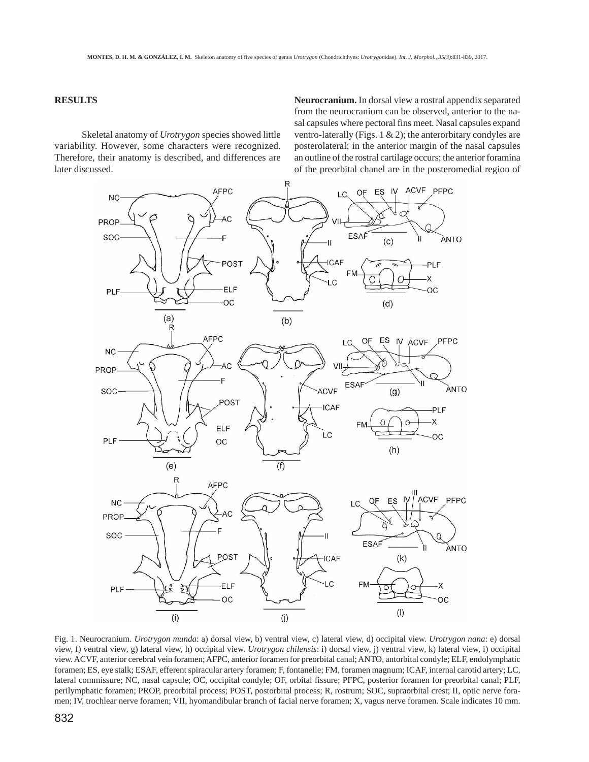## RESULTS

Skeletal anatomy of *Urotrygon* species showed little variability. However, some characters were recognized. Therefore, their anatomy is described, and differences are later discussed.

**Neurocranium.** In dorsal view a rostral appendix separated from the neurocranium can be observed, anterior to the nasal capsules where pectoral fins meet. Nasal capsules expand ventro-laterally (Figs. 1 & 2); the anterorbitary condyles are posterolateral; in the anterior margin of the nasal capsules an outline of the rostral cartilage occurs; the anterior foramina of the preorbital chanel are in the posteromedial region of

Fig. 1. Neurocranium. *Urotrygon munda*: a) dorsal view, b) ventral view, c) lateral view, d) occipital view. *Urotrygon nana*: e) dorsal view, f) ventral view, g) lateral view, h) occipital view. *Urotrygon chilensis*: i) dorsal view, j) ventral view, k) lateral view, i) occipital view. ACVF, anterior cerebral vein foramen; AFPC, anterior foramen for preorbital canal; ANTO, antorbital condyle; ELF, endolymphatic foramen; ES, eye stalk; ESAF, efferent spiracular artery foramen; F, fontanelle; FM, foramen magnum; ICAF, internal carotid artery; LC, lateral commissure; NC, nasal capsule; OC, occipital condyle; OF, orbital fissure; PFPC, posterior foramen for preorbital canal; PLF, perilymphatic foramen; PROP, preorbital process; POST, postorbital process; R, rostrum; SOC, supraorbital crest; II, optic nerve foramen; IV, trochlear nerve foramen; VII, hyomandibular branch of facial nerve foramen; X, vagus nerve foramen. Scale indicates 10 mm.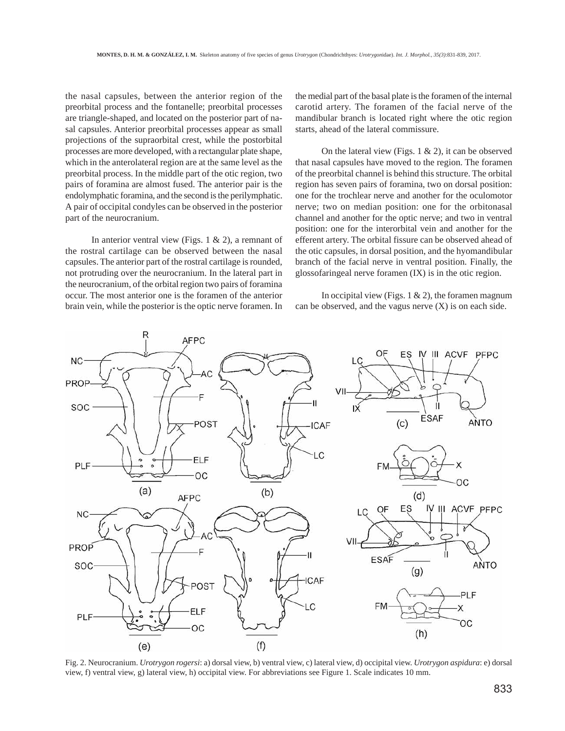the nasal capsules, between the anterior region of the preorbital process and the fontanelle; preorbital processes are triangle-shaped, and located on the posterior part of nasal capsules. Anterior preorbital processes appear as small projections of the supraorbital crest, while the postorbital processes are more developed, with a rectangular plate shape, which in the anterolateral region are at the same level as the preorbital process. In the middle part of the otic region, two pairs of foramina are almost fused. The anterior pair is the endolymphatic foramina, and the second is the perilymphatic. A pair of occipital condyles can be observed in the posterior part of the neurocranium.

In anterior ventral view (Figs. 1 & 2), a remnant of the rostral cartilage can be observed between the nasal capsules. The anterior part of the rostral cartilage is rounded, not protruding over the neurocranium. In the lateral part in the neurocranium, of the orbital region two pairs of foramina occur. The most anterior one is the foramen of the anterior brain vein, while the posterior is the optic nerve foramen. In the medial part of the basal plate is the foramen of the internal carotid artery. The foramen of the facial nerve of the mandibular branch is located right where the otic region starts, ahead of the lateral commissure.

On the lateral view (Figs. 1 & 2), it can be observed that nasal capsules have moved to the region. The foramen of the preorbital channel is behind this structure. The orbital region has seven pairs of foramina, two on dorsal position: one for the trochlear nerve and another for the oculomotor nerve; two on median position: one for the orbitonasal channel and another for the optic nerve; and two in ventral position: one for the interorbital vein and another for the efferent artery. The orbital fissure can be observed ahead of the otic capsules, in dorsal position, and the hyomandibular branch of the facial nerve in ventral position. Finally, the glossofaringeal nerve foramen (IX) is in the otic region.

In occipital view (Figs. 1 & 2), the foramen magnum can be observed, and the vagus nerve (X) is on each side.

Fig. 2. Neurocranium. *Urotrygon rogersi*: a) dorsal view, b) ventral view, c) lateral view, d) occipital view. *Urotrygon aspidura*: e) dorsal view, f) ventral view, g) lateral view, h) occipital view. For abbreviations see Figure 1. Scale indicates 10 mm.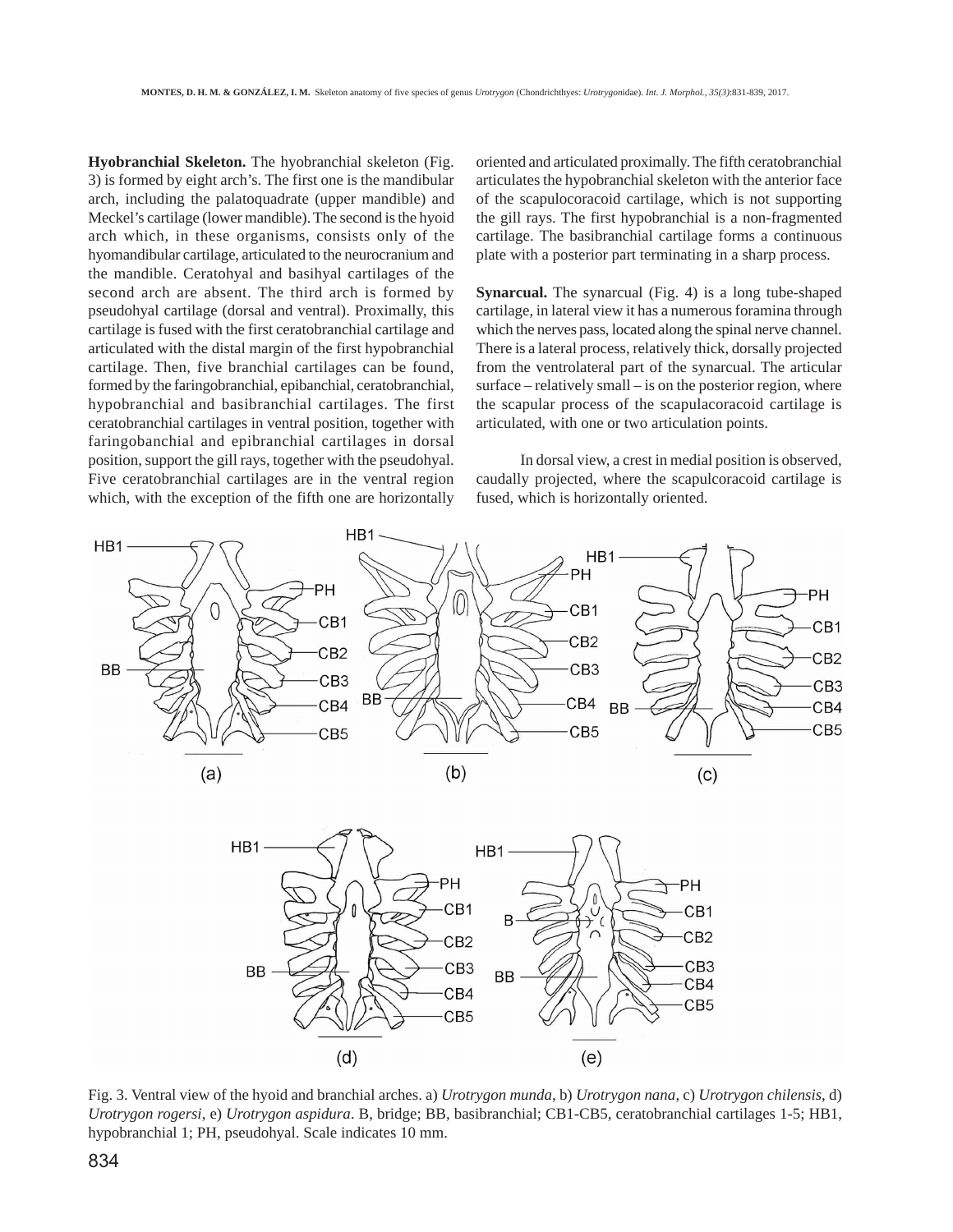**Hyobranchial Skeleton.** The hyobranchial skeleton (Fig. 3) is formed by eight arch's. The first one is the mandibular arch, including the palatoquadrate (upper mandible) and Meckel's cartilage (lower mandible). The second is the hyoid arch which, in these organisms, consists only of the hyomandibular cartilage, articulated to the neurocranium and the mandible. Ceratohyal and basihyal cartilages of the second arch are absent. The third arch is formed by pseudohyal cartilage (dorsal and ventral). Proximally, this cartilage is fused with the first ceratobranchial cartilage and articulated with the distal margin of the first hypobranchial cartilage. Then, five branchial cartilages can be found, formed by the faringobranchial, epibanchial, ceratobranchial, hypobranchial and basibranchial cartilages. The first ceratobranchial cartilages in ventral position, together with faringobanchial and epibranchial cartilages in dorsal position, support the gill rays, together with the pseudohyal. Five ceratobranchial cartilages are in the ventral region which, with the exception of the fifth one are horizontally oriented and articulated proximally. The fifth ceratobranchial articulates the hypobranchial skeleton with the anterior face of the scapulocoracoid cartilage, which is not supporting the gill rays. The first hypobranchial is a non-fragmented cartilage. The basibranchial cartilage forms a continuous plate with a posterior part terminating in a sharp process.

**Synarcual.** The synarcual (Fig. 4) is a long tube-shaped cartilage, in lateral view it has a numerous foramina through which the nerves pass, located along the spinal nerve channel. There is a lateral process, relatively thick, dorsally projected from the ventrolateral part of the synarcual. The articular surface – relatively small – is on the posterior region, where the scapular process of the scapulacoracoid cartilage is articulated, with one or two articulation points.

In dorsal view, a crest in medial position is observed, caudally projected, where the scapulcoracoid cartilage is fused, which is horizontally oriented.

Fig. 3. Ventral view of the hyoid and branchial arches. a) *Urotrygon munda*, b) *Urotrygon nana*, c) *Urotrygon chilensis*, d) *Urotrygon rogersi*, e) *Urotrygon aspidura*. B, bridge; BB, basibranchial; CB1-CB5, ceratobranchial cartilages 1-5; HB1, hypobranchial 1; PH, pseudohyal. Scale indicates 10 mm.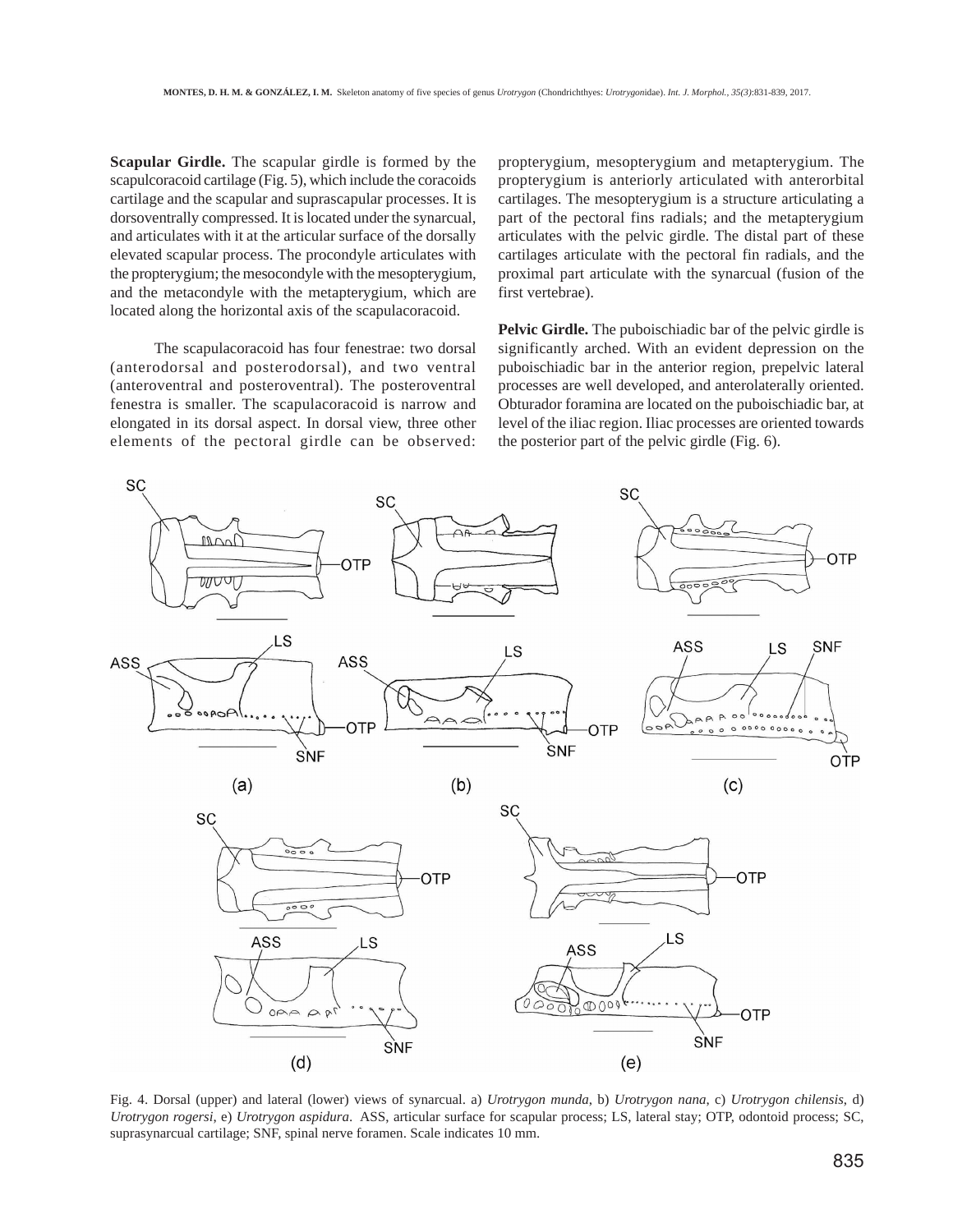**Scapular Girdle.** The scapular girdle is formed by the scapulcoracoid cartilage (Fig. 5), which include the coracoids cartilage and the scapular and suprascapular processes. It is dorsoventrally compressed. It is located under the synarcual, and articulates with it at the articular surface of the dorsally elevated scapular process. The procondyle articulates with the propterygium; the mesocondyle with the mesopterygium, and the metacondyle with the metapterygium, which are located along the horizontal axis of the scapulacoracoid.

The scapulacoracoid has four fenestrae: two dorsal (anterodorsal and posterodorsal), and two ventral (anteroventral and posteroventral). The posteroventral fenestra is smaller. The scapulacoracoid is narrow and elongated in its dorsal aspect. In dorsal view, three other elements of the pectoral girdle can be observed: propterygium, mesopterygium and metapterygium. The propterygium is anteriorly articulated with anterorbital cartilages. The mesopterygium is a structure articulating a part of the pectoral fins radials; and the metapterygium articulates with the pelvic girdle. The distal part of these cartilages articulate with the pectoral fin radials, and the proximal part articulate with the synarcual (fusion of the first vertebrae).

**Pelvic Girdle.** The puboischiadic bar of the pelvic girdle is significantly arched. With an evident depression on the puboischiadic bar in the anterior region, prepelvic lateral processes are well developed, and anterolaterally oriented. Obturador foramina are located on the puboischiadic bar, at level of the iliac region. Iliac processes are oriented towards the posterior part of the pelvic girdle (Fig. 6).

Fig. 4. Dorsal (upper) and lateral (lower) views of synarcual. a) *Urotrygon munda*, b) *Urotrygon nana*, c) *Urotrygon chilensis*, d) *Urotrygon rogersi*, e) *Urotrygon aspidura*. ASS, articular surface for scapular process; LS, lateral stay; OTP, odontoid process; SC, suprasynarcual cartilage; SNF, spinal nerve foramen. Scale indicates 10 mm.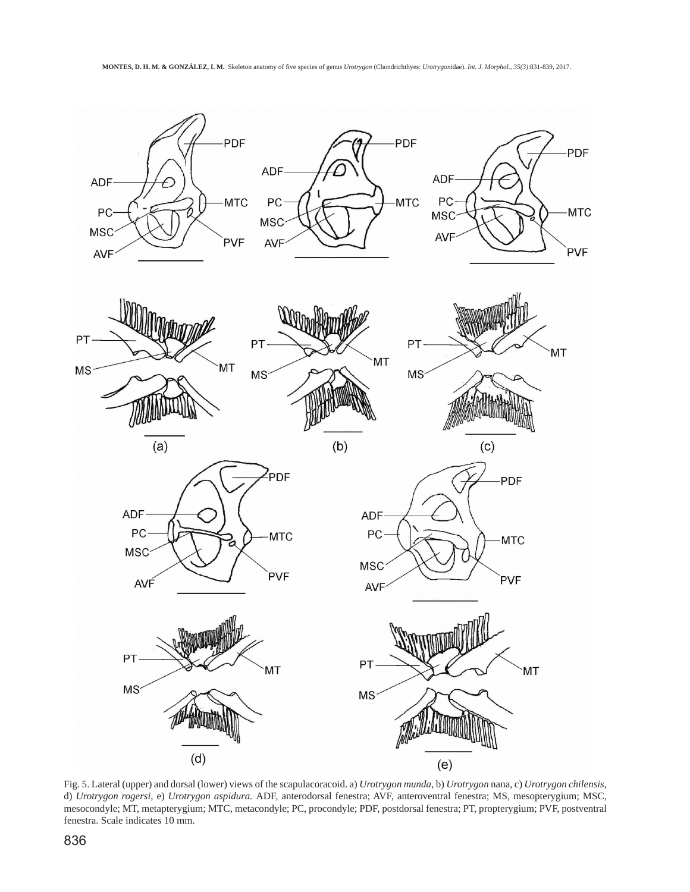Fig. 5. Lateral (upper) and dorsal (lower) views of the scapulacoracoid. a) *Urotrygon munda*, b) *Urotrygon* nana, c) *Urotrygon chilensis*, d) *Urotrygon rogersi*, e) *Urotrygon aspidura*. ADF, anterodorsal fenestra; AVF, anteroventral fenestra; MS, mesopterygium; MSC, mesocondyle; MT, metapterygium; MTC, metacondyle; PC, procondyle; PDF, postdorsal fenestra; PT, propterygium; PVF, postventral fenestra. Scale indicates 10 mm.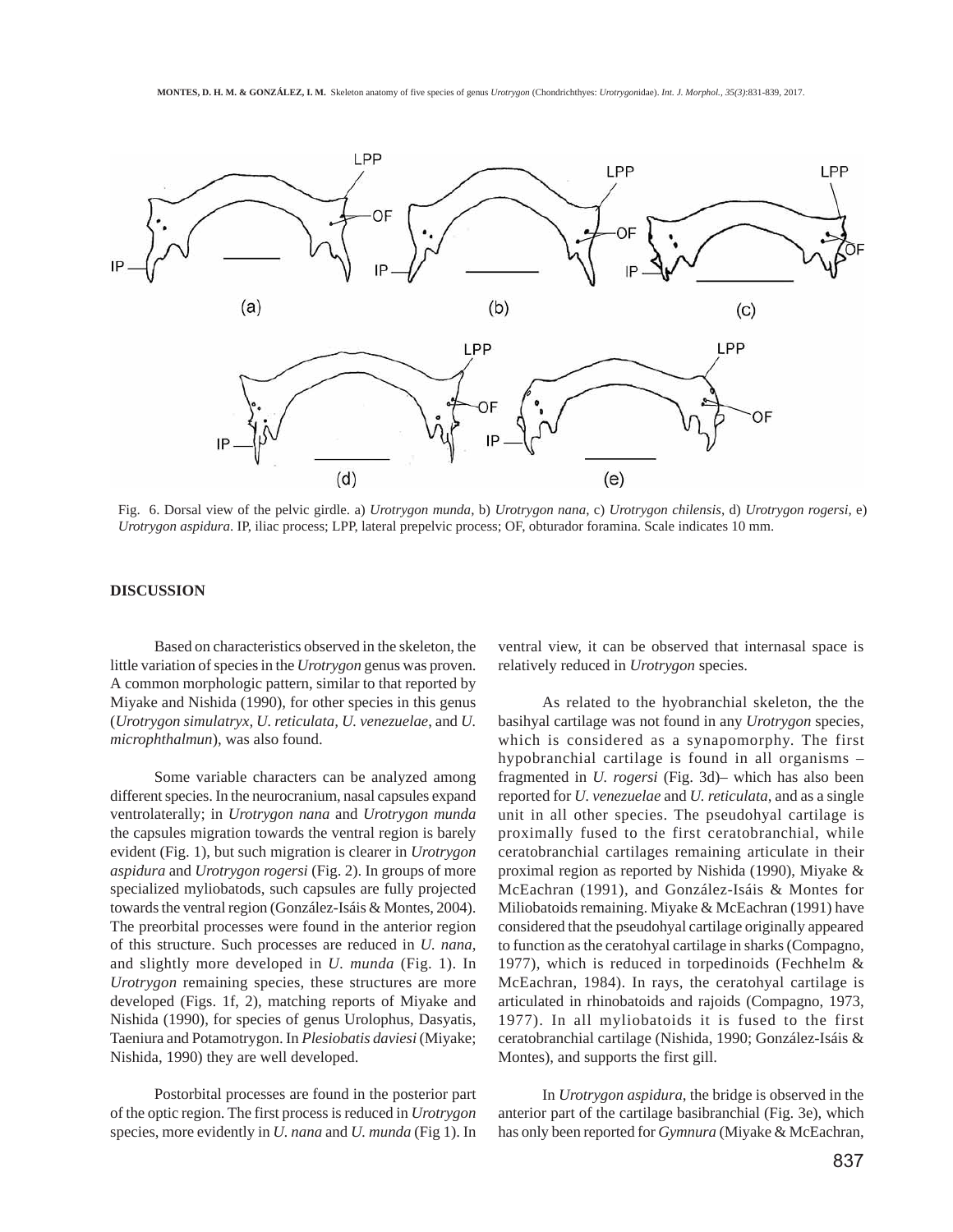Fig. 6. Dorsal view of the pelvic girdle. a) *Urotrygon munda*, b) *Urotrygon nana*, c) *Urotrygon chilensis*, d) *Urotrygon rogersi*, e) *Urotrygon aspidura*. IP, iliac process; LPP, lateral prepelvic process; OF, obturador foramina. Scale indicates 10 mm.

## DISCUSSION

Based on characteristics observed in the skeleton, the little variation of species in the *Urotrygon* genus was proven. A common morphologic pattern, similar to that reported by Miyake and Nishida (1990), for other species in this genus (*Urotrygon simulatryx, U. reticulata, U. venezuelae*, and *U. microphthalmun*), was also found.

Some variable characters can be analyzed among different species. In the neurocranium, nasal capsules expand ventrolaterally; in *Urotrygon nana* and *Urotrygon munda* the capsules migration towards the ventral region is barely evident (Fig. 1), but such migration is clearer in *Urotrygon aspidura* and *Urotrygon rogersi* (Fig. 2). In groups of more specialized myliobatods, such capsules are fully projected towards the ventral region (González-Isáis & Montes, 2004). The preorbital processes were found in the anterior region of this structure. Such processes are reduced in *U. nana*, and slightly more developed in *U. munda* (Fig. 1). In *Urotrygon* remaining species, these structures are more developed (Figs. 1f, 2), matching reports of Miyake and Nishida (1990), for species of genus Urolophus, Dasyatis, Taeniura and Potamotrygon. In *Plesiobatis daviesi* (Miyake; Nishida, 1990) they are well developed.

Postorbital processes are found in the posterior part of the optic region. The first process is reduced in *Urotrygon* species, more evidently in *U. nana* and *U. munda* (Fig 1). In ventral view, it can be observed that internasal space is relatively reduced in *Urotrygon* species.

As related to the hyobranchial skeleton, the the basihyal cartilage was not found in any *Urotrygon* species, which is considered as a synapomorphy. The first hypobranchial cartilage is found in all organisms – fragmented in *U. rogersi* (Fig. 3d)– which has also been reported for *U. venezuelae* and *U. reticulata*, and as a single unit in all other species. The pseudohyal cartilage is proximally fused to the first ceratobranchial, while ceratobranchial cartilages remaining articulate in their proximal region as reported by Nishida (1990), Miyake & McEachran (1991), and González-Isáis & Montes for Miliobatoids remaining. Miyake & McEachran (1991) have considered that the pseudohyal cartilage originally appeared to function as the ceratohyal cartilage in sharks (Compagno, 1977), which is reduced in torpedinoids (Fechhelm & McEachran, 1984). In rays, the ceratohyal cartilage is articulated in rhinobatoids and rajoids (Compagno, 1973, 1977). In all myliobatoids it is fused to the first ceratobranchial cartilage (Nishida, 1990; González-Isáis & Montes), and supports the first gill.

In *Urotrygon aspidura*, the bridge is observed in the anterior part of the cartilage basibranchial (Fig. 3e), which has only been reported for *Gymnura* (Miyake & McEachran,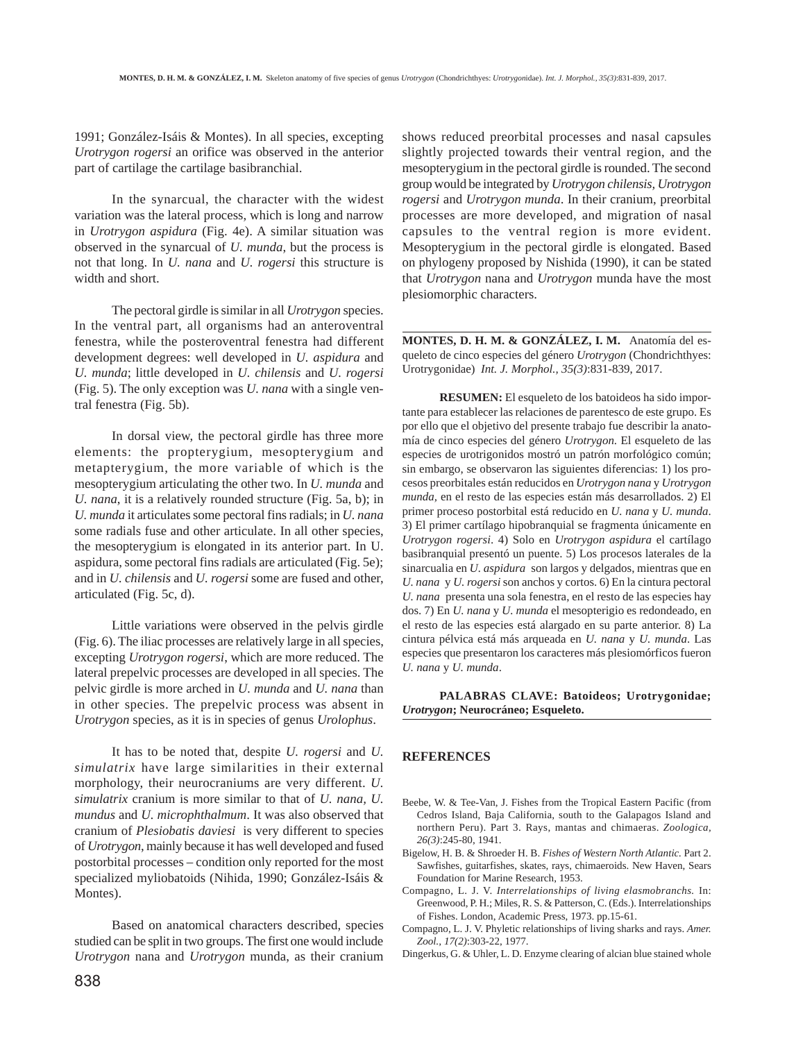1991; González-Isáis & Montes). In all species, excepting *Urotrygon rogersi* an orifice was observed in the anterior part of cartilage the cartilage basibranchial.

In the synarcual, the character with the widest variation was the lateral process, which is long and narrow in *Urotrygon aspidura* (Fig. 4e). A similar situation was observed in the synarcual of *U. munda*, but the process is not that long. In *U. nana* and *U. rogersi* this structure is width and short.

The pectoral girdle is similar in all *Urotrygon* species. In the ventral part, all organisms had an anteroventral fenestra, while the posteroventral fenestra had different development degrees: well developed in *U. aspidura* and *U. munda*; little developed in *U. chilensis* and *U. rogersi* (Fig. 5). The only exception was *U. nana* with a single ventral fenestra (Fig. 5b).

In dorsal view, the pectoral girdle has three more elements: the propterygium, mesopterygium and metapterygium, the more variable of which is the mesopterygium articulating the other two. In *U. munda* and *U. nana*, it is a relatively rounded structure (Fig. 5a, b); in *U. munda* it articulates some pectoral fins radials; in *U. nana* some radials fuse and other articulate. In all other species, the mesopterygium is elongated in its anterior part. In U. aspidura, some pectoral fins radials are articulated (Fig. 5e); and in *U. chilensis* and *U. rogersi* some are fused and other, articulated (Fig. 5c, d).

Little variations were observed in the pelvis girdle (Fig. 6). The iliac processes are relatively large in all species, excepting *Urotrygon rogersi*, which are more reduced. The lateral prepelvic processes are developed in all species. The pelvic girdle is more arched in *U. munda* and *U. nana* than in other species. The prepelvic process was absent in *Urotrygon* species, as it is in species of genus *Urolophus*.

It has to be noted that, despite *U. rogersi* and *U. simulatrix* have large similarities in their external morphology, their neurocraniums are very different. *U. simulatrix* cranium is more similar to that of *U. nana*, *U. mundus* and *U. microphthalmum*. It was also observed that cranium of *Plesiobatis daviesi* is very different to species of *Urotrygon*, mainly because it has well developed and fused postorbital processes – condition only reported for the most specialized myliobatoids (Nihida, 1990; González-Isáis & Montes).

Based on anatomical characters described, species studied can be split in two groups. The first one would include *Urotrygon* nana and *Urotrygon* munda, as their cranium shows reduced preorbital processes and nasal capsules slightly projected towards their ventral region, and the mesopterygium in the pectoral girdle is rounded. The second group would be integrated by *Urotrygon chilensis*, *Urotrygon rogersi* and *Urotrygon munda*. In their cranium, preorbital processes are more developed, and migration of nasal capsules to the ventral region is more evident. Mesopterygium in the pectoral girdle is elongated. Based on phylogeny proposed by Nishida (1990), it can be stated that *Urotrygon* nana and *Urotrygon* munda have the most plesiomorphic characters.

---

**MONTES, D. H. M. & GONZÁLEZ, I. M.** Anatomía del esqueleto de cinco especies del género *Urotrygon* (Chondrichthyes: Urotrygonidae) *Int. J. Morphol., 35(3)*:831-839, 2017.

**RESUMEN:** El esqueleto de los batoideos ha sido importante para establecer las relaciones de parentesco de este grupo. Es por ello que el objetivo del presente trabajo fue describir la anatomía de cinco especies del género *Urotrygon.* El esqueleto de las especies de urotrigonidos mostró un patrón morfológico común; sin embargo, se observaron las siguientes diferencias: 1) los procesos preorbitales están reducidos en *Urotrygon nana* y *Urotrygon munda*, en el resto de las especies están más desarrollados. 2) El primer proceso postorbital está reducido en *U. nana* y *U. munda*. 3) El primer cartílago hipobranquial se fragmenta únicamente en *Urotrygon rogersi*. 4) Solo en *Urotrygon aspidura* el cartílago basibranquial presentó un puente. 5) Los procesos laterales de la sinarcualia en *U. aspidura* son largos y delgados, mientras que en *U. nana* y *U. rogersi* son anchos y cortos. 6) En la cintura pectoral *U. nana* presenta una sola fenestra, en el resto de las especies hay dos. 7) En *U. nana* y *U. munda* el mesopterigio es redondeado, en el resto de las especies está alargado en su parte anterior. 8) La cintura pélvica está más arqueada en *U. nana* y *U. munda*. Las especies que presentaron los caracteres más plesiomórficos fueron *U. nana* y *U. munda*.

**PALABRAS CLAVE: Batoideos; Urotrygonidae; *Urotrygon*; Neurocráneo; Esqueleto.**

---

## REFERENCES

Beebe, W. & Tee-Van, J. Fishes from the Tropical Eastern Pacific (from Cedros Island, Baja California, south to the Galapagos Island and northern Peru). Part 3. Rays, mantas and chimaeras. *Zoologica, 26(3)*:245-80, 1941.

Bigelow, H. B. & Shroeder H. B. *Fishes of Western North Atlantic.* Part 2. Sawfishes, guitarfishes, skates, rays, chimaeroids. New Haven, Sears Foundation for Marine Research, 1953.

Compagno, L. J. V. *Interrelationships of living elasmobranchs.* In: Greenwood, P. H.; Miles, R. S. & Patterson, C. (Eds.). Interrelationships of Fishes. London, Academic Press, 1973. pp.15-61.

Compagno, L. J. V. Phyletic relationships of living sharks and rays. *Amer. Zool., 17(2)*:303-22, 1977.

Dingerkus, G. & Uhler, L. D. Enzyme clearing of alcian blue stained whole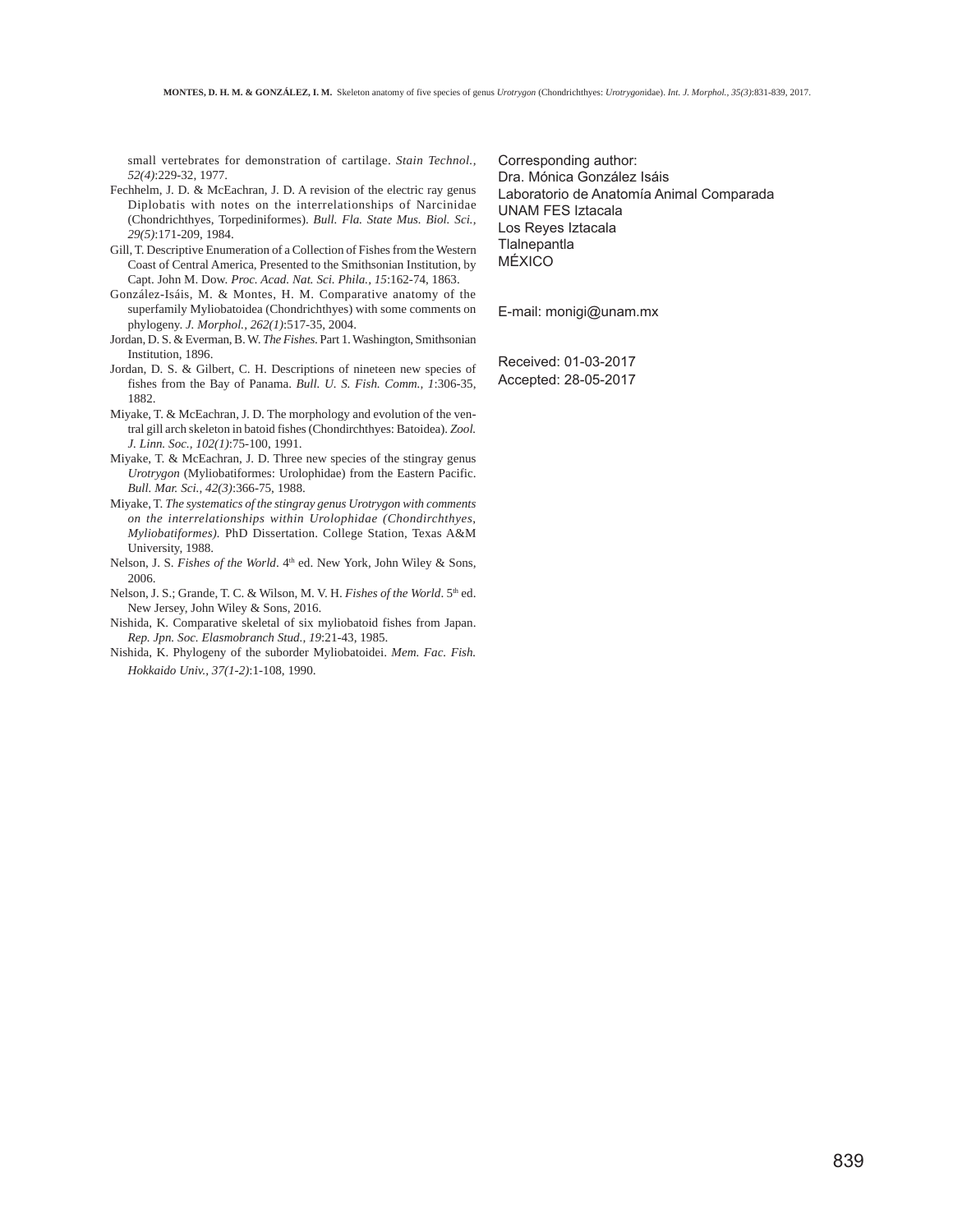small vertebrates for demonstration of cartilage. *Stain Technol., 52(4)*:229-32, 1977.

Fechhelm, J. D. & McEachran, J. D. A revision of the electric ray genus Diplobatis with notes on the interrelationships of Narcinidae (Chondrichthyes, Torpediniformes). *Bull. Fla. State Mus. Biol. Sci., 29(5)*:171-209, 1984.

Gill, T. Descriptive Enumeration of a Collection of Fishes from the Western Coast of Central America, Presented to the Smithsonian Institution, by Capt. John M. Dow. *Proc. Acad. Nat. Sci. Phila., 15*:162-74, 1863.

González-Isáis, M. & Montes, H. M. Comparative anatomy of the superfamily Myliobatoidea (Chondrichthyes) with some comments on phylogeny. *J. Morphol., 262(1)*:517-35, 2004.

Jordan, D. S. & Everman, B. W. *The Fishes.* Part 1. Washington, Smithsonian Institution, 1896.

Jordan, D. S. & Gilbert, C. H. Descriptions of nineteen new species of fishes from the Bay of Panama. *Bull. U. S. Fish. Comm., 1*:306-35, 1882.

Miyake, T. & McEachran, J. D. The morphology and evolution of the ventral gill arch skeleton in batoid fishes (Chondirchthyes: Batoidea). *Zool. J. Linn. Soc., 102(1)*:75-100, 1991.

Miyake, T. & McEachran, J. D. Three new species of the stingray genus *Urotrygon* (Myliobatiformes: Urolophidae) from the Eastern Pacific. *Bull. Mar. Sci., 42(3)*:366-75, 1988.

Miyake, T. *The systematics of the stingray genus Urotrygon with comments on the interrelationships within Urolophidae (Chondirchthyes, Myliobatiformes).* PhD Dissertation. College Station, Texas A&M University, 1988.

Nelson, J. S. *Fishes of the World*. 4th ed. New York, John Wiley & Sons, 2006.

Nelson, J. S.; Grande, T. C. & Wilson, M. V. H. *Fishes of the World*. 5th ed. New Jersey, John Wiley & Sons, 2016.

Nishida, K. Comparative skeletal of six myliobatoid fishes from Japan. *Rep. Jpn. Soc. Elasmobranch Stud., 19*:21-43, 1985.

Nishida, K. Phylogeny of the suborder Myliobatoidei. *Mem. Fac. Fish. Hokkaido Univ., 37(1-2)*:1-108, 1990.

Corresponding author:
Dra. Mónica González Isáis
Laboratorio de Anatomía Animal Comparada
UNAM FES Iztacala
Los Reyes Iztacala
Tlalnepantla
MÉXICO

E-mail: monigi@unam.mx

Received: 01-03-2017
Accepted: 28-05-2017